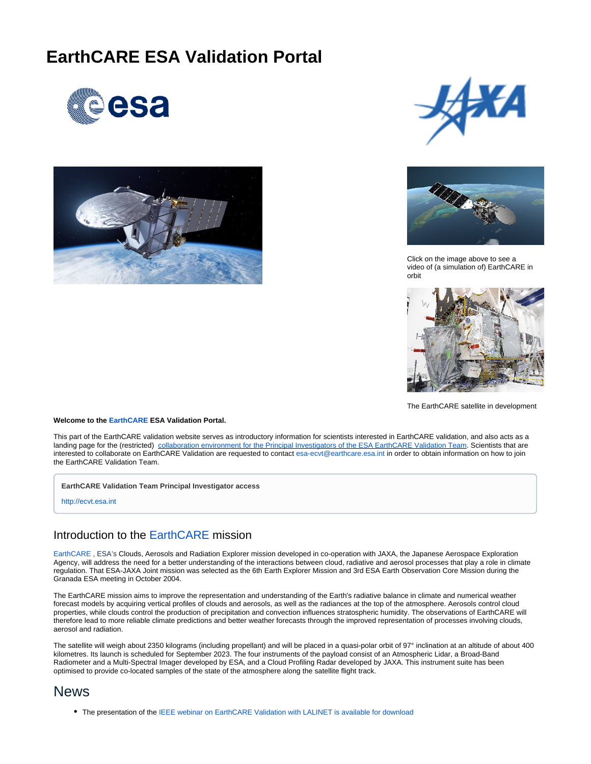# EarthCARE ESA Validation Portal

Click on the image above to see a video of (a simulation of) EarthCARE in orbit

The EarthCARE satellite in development

**Welcome to the EarthCARE ESA Validation Portal.**

This part of the EarthCARE validation website serves as introductory information for scientists interested in EarthCARE validation, and also acts as a landing page for the (restricted) collaboration environment for the Principal Investigators of the ESA EarthCARE Validation Team. Scientists that are interested to collaborate on EarthCARE Validation are requested to contact esa-ecvt@earthcare.esa.int in order to obtain information on how to join the EarthCARE Validation Team.

**EarthCARE Validation Team Principal Investigator access**

http://ecvt.esa.int

## Introduction to the EarthCARE mission

EarthCARE , ESA's Clouds, Aerosols and Radiation Explorer mission developed in co-operation with JAXA, the Japanese Aerospace Exploration Agency, will address the need for a better understanding of the interactions between cloud, radiative and aerosol processes that play a role in climate regulation. That ESA-JAXA Joint mission was selected as the 6th Earth Explorer Mission and 3rd ESA Earth Observation Core Mission during the Granada ESA meeting in October 2004.

The EarthCARE mission aims to improve the representation and understanding of the Earth's radiative balance in climate and numerical weather forecast models by acquiring vertical profiles of clouds and aerosols, as well as the radiances at the top of the atmosphere. Aerosols control cloud properties, while clouds control the production of precipitation and convection influences stratospheric humidity. The observations of EarthCARE will therefore lead to more reliable climate predictions and better weather forecasts through the improved representation of processes involving clouds, aerosol and radiation.

The satellite will weigh about 2350 kilograms (including propellant) and will be placed in a quasi-polar orbit of 97° inclination at an altitude of about 400 kilometres. Its launch is scheduled for September 2023. The four instruments of the payload consist of an Atmospheric Lidar, a Broad-Band Radiometer and a Multi-Spectral Imager developed by ESA, and a Cloud Profiling Radar developed by JAXA. This instrument suite has been optimised to provide co-located samples of the state of the atmosphere along the satellite flight track.

## News

- The presentation of the IEEE webinar on EarthCARE Validation with LALINET is available for download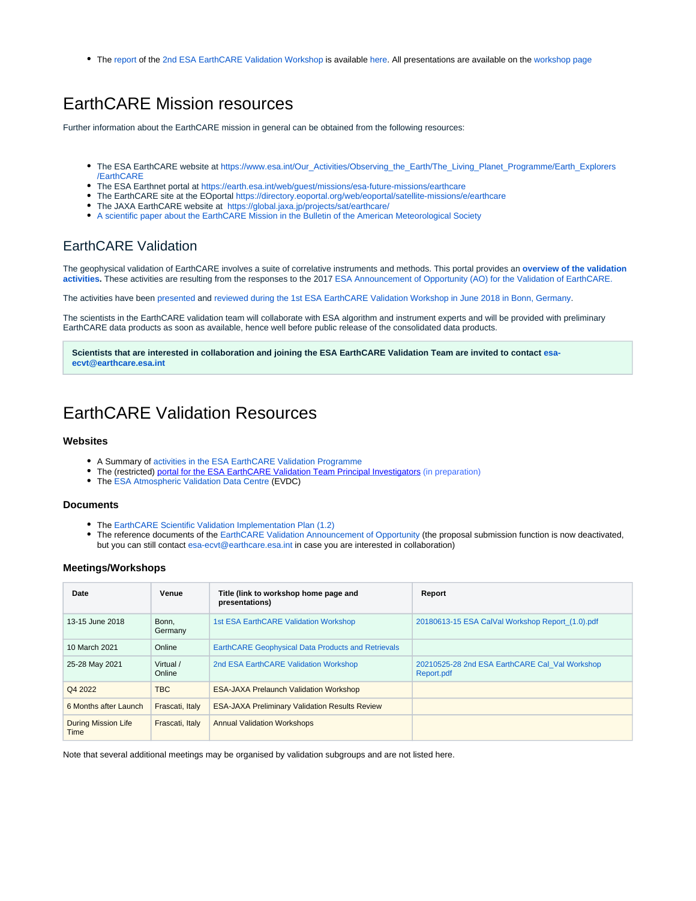- The report of the 2nd ESA EarthCARE Validation Workshop is available here. All presentations are available on the workshop page

# EarthCARE Mission resources

Further information about the EarthCARE mission in general can be obtained from the following resources:

- The ESA EarthCARE website at https://www.esa.int/Our_Activities/Observing_the_Earth/The_Living_Planet_Programme/Earth_Explorers/EarthCARE
- The ESA Earthnet portal at https://earth.esa.int/web/guest/missions/esa-future-missions/earthcare
- The EarthCARE site at the EOportal https://directory.eoportal.org/web/eoportal/satellite-missions/e/earthcare
- The JAXA EarthCARE website at https://global.jaxa.jp/projects/sat/earthcare/
- A scientific paper about the EarthCARE Mission in the Bulletin of the American Meteorological Society

## EarthCARE Validation

The geophysical validation of EarthCARE involves a suite of correlative instruments and methods. This portal provides an **overview of the validation activities.** These activities are resulting from the responses to the 2017 ESA Announcement of Opportunity (AO) for the Validation of EarthCARE.

The activities have been presented and reviewed during the 1st ESA EarthCARE Validation Workshop in June 2018 in Bonn, Germany.

The scientists in the EarthCARE validation team will collaborate with ESA algorithm and instrument experts and will be provided with preliminary EarthCARE data products as soon as available, hence well before public release of the consolidated data products.

**Scientists that are interested in collaboration and joining the ESA EarthCARE Validation Team are invited to contact esa-ecvt@earthcare.esa.int**

# EarthCARE Validation Resources

### Websites

- A Summary of activities in the ESA EarthCARE Validation Programme
- The (restricted) portal for the ESA EarthCARE Validation Team Principal Investigators (in preparation)
- The ESA Atmospheric Validation Data Centre (EVDC)

### Documents

- The EarthCARE Scientific Validation Implementation Plan (1.2)
- The reference documents of the EarthCARE Validation Announcement of Opportunity (the proposal submission function is now deactivated, but you can still contact esa-ecvt@earthcare.esa.int in case you are interested in collaboration)

### Meetings/Workshops

| Date | Venue | Title (link to workshop home page and presentations) | Report |
|---|---|---|---|
| 13-15 June 2018 | Bonn, Germany | 1st ESA EarthCARE Validation Workshop | 20180613-15 ESA CalVal Workshop Report_(1.0).pdf |
| 10 March 2021 | Online | EarthCARE Geophysical Data Products and Retrievals | |
| 25-28 May 2021 | Virtual / Online | 2nd ESA EarthCARE Validation Workshop | 20210525-28 2nd ESA EarthCARE Cal_Val Workshop Report.pdf |
| Q4 2022 | TBC | ESA-JAXA Prelaunch Validation Workshop | |
| 6 Months after Launch | Frascati, Italy | ESA-JAXA Preliminary Validation Results Review | |
| During Mission Life Time | Frascati, Italy | Annual Validation Workshops | |

Note that several additional meetings may be organised by validation subgroups and are not listed here.